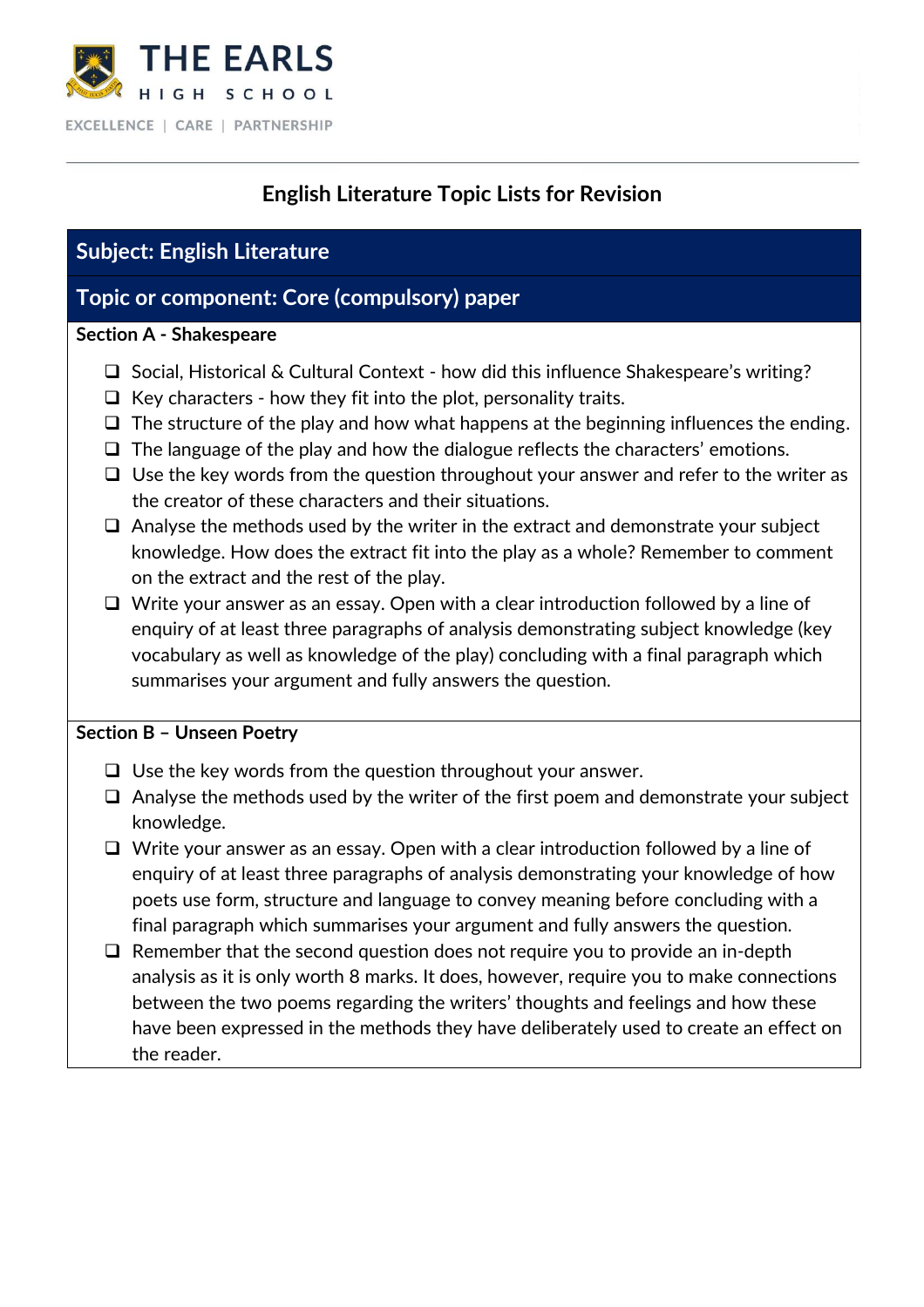THE EARLS
HIGH SCHOOL

EXCELLENCE | CARE | PARTNERSHIP

# English Literature Topic Lists for Revision

## Subject: English Literature

## Topic or component: Core (compulsory) paper

### Section A - Shakespeare

- ❑ Social, Historical & Cultural Context - how did this influence Shakespeare's writing?
- ❑ Key characters - how they fit into the plot, personality traits.
- ❑ The structure of the play and how what happens at the beginning influences the ending.
- ❑ The language of the play and how the dialogue reflects the characters' emotions.
- ❑ Use the key words from the question throughout your answer and refer to the writer as the creator of these characters and their situations.
- ❑ Analyse the methods used by the writer in the extract and demonstrate your subject knowledge. How does the extract fit into the play as a whole? Remember to comment on the extract and the rest of the play.
- ❑ Write your answer as an essay. Open with a clear introduction followed by a line of enquiry of at least three paragraphs of analysis demonstrating subject knowledge (key vocabulary as well as knowledge of the play) concluding with a final paragraph which summarises your argument and fully answers the question.

### Section B – Unseen Poetry

- ❑ Use the key words from the question throughout your answer.
- ❑ Analyse the methods used by the writer of the first poem and demonstrate your subject knowledge.
- ❑ Write your answer as an essay. Open with a clear introduction followed by a line of enquiry of at least three paragraphs of analysis demonstrating your knowledge of how poets use form, structure and language to convey meaning before concluding with a final paragraph which summarises your argument and fully answers the question.
- ❑ Remember that the second question does not require you to provide an in-depth analysis as it is only worth 8 marks. It does, however, require you to make connections between the two poems regarding the writers' thoughts and feelings and how these have been expressed in the methods they have deliberately used to create an effect on the reader.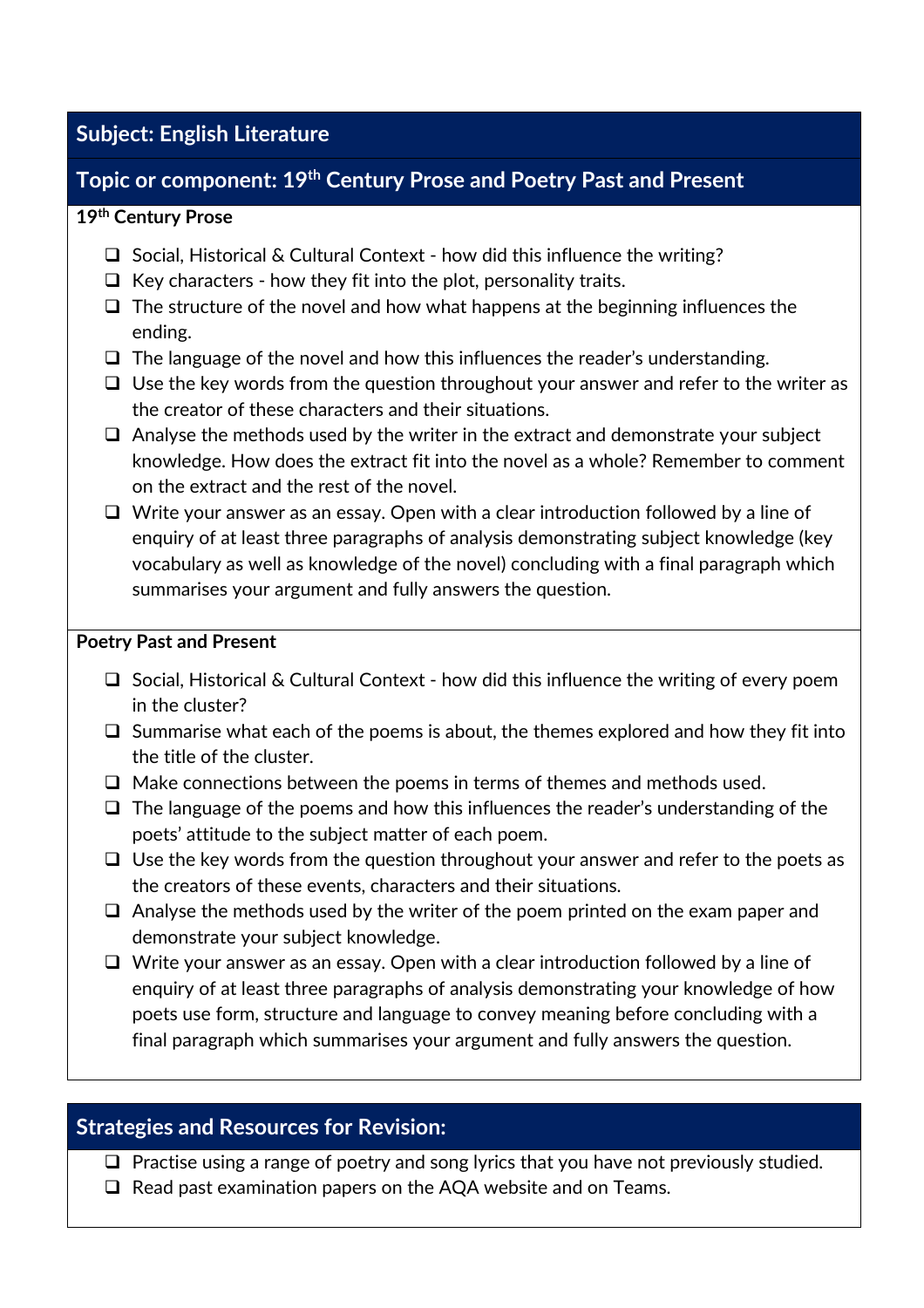## Subject: English Literature

## Topic or component: 19th Century Prose and Poetry Past and Present

**19th Century Prose**

- ❑ Social, Historical & Cultural Context - how did this influence the writing?
- ❑ Key characters - how they fit into the plot, personality traits.
- ❑ The structure of the novel and how what happens at the beginning influences the ending.
- ❑ The language of the novel and how this influences the reader's understanding.
- ❑ Use the key words from the question throughout your answer and refer to the writer as the creator of these characters and their situations.
- ❑ Analyse the methods used by the writer in the extract and demonstrate your subject knowledge. How does the extract fit into the novel as a whole? Remember to comment on the extract and the rest of the novel.
- ❑ Write your answer as an essay. Open with a clear introduction followed by a line of enquiry of at least three paragraphs of analysis demonstrating subject knowledge (key vocabulary as well as knowledge of the novel) concluding with a final paragraph which summarises your argument and fully answers the question.

**Poetry Past and Present**

- ❑ Social, Historical & Cultural Context - how did this influence the writing of every poem in the cluster?
- ❑ Summarise what each of the poems is about, the themes explored and how they fit into the title of the cluster.
- ❑ Make connections between the poems in terms of themes and methods used.
- ❑ The language of the poems and how this influences the reader's understanding of the poets' attitude to the subject matter of each poem.
- ❑ Use the key words from the question throughout your answer and refer to the poets as the creators of these events, characters and their situations.
- ❑ Analyse the methods used by the writer of the poem printed on the exam paper and demonstrate your subject knowledge.
- ❑ Write your answer as an essay. Open with a clear introduction followed by a line of enquiry of at least three paragraphs of analysis demonstrating your knowledge of how poets use form, structure and language to convey meaning before concluding with a final paragraph which summarises your argument and fully answers the question.

## Strategies and Resources for Revision:

- ❑ Practise using a range of poetry and song lyrics that you have not previously studied.
- ❑ Read past examination papers on the AQA website and on Teams.